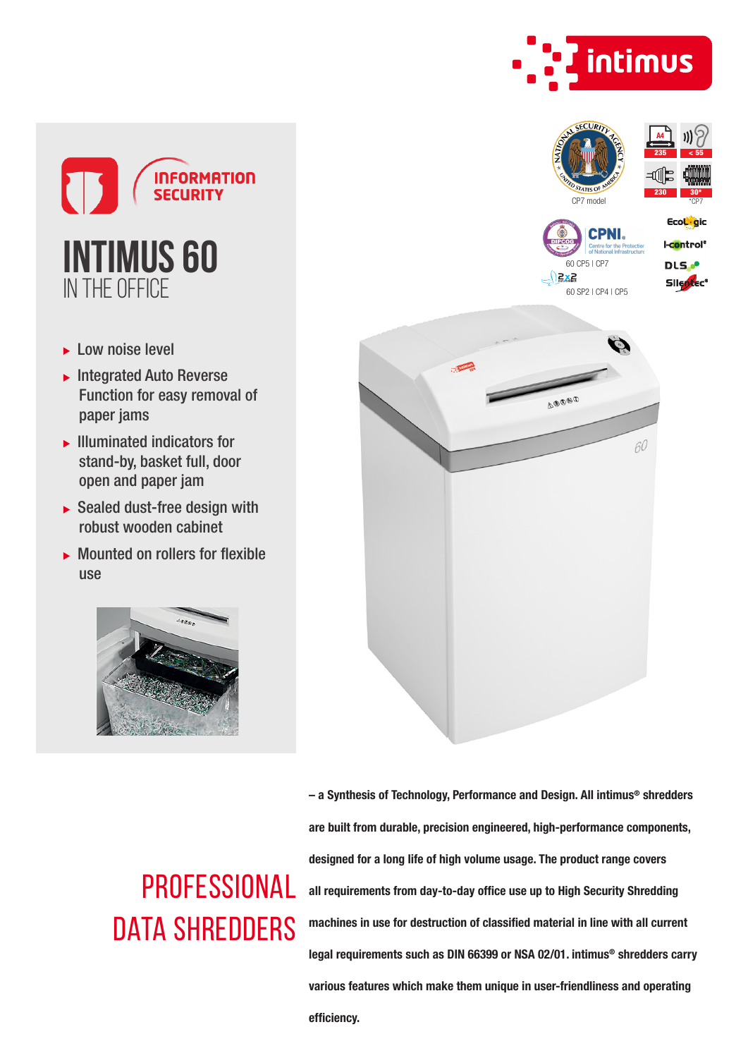INFORMATION SECURITY

# INTIMUS 60

## IN THE OFFICE

- Low noise level
- Integrated Auto Reverse Function for easy removal of paper jams
- Illuminated indicators for stand-by, basket full, door open and paper jam
- Sealed dust-free design with robust wooden cabinet
- Mounted on rollers for flexible use

CP7 model

60 CP5 | CP7

60 SP2 | CP4 | CP5

*CP7

# PROFESSIONAL DATA SHREDDERS

**– a Synthesis of Technology, Performance and Design. All intimus® shredders are built from durable, precision engineered, high-performance components, designed for a long life of high volume usage. The product range covers all requirements from day-to-day office use up to High Security Shredding machines in use for destruction of classified material in line with all current legal requirements such as DIN 66399 or NSA 02/01. intimus® shredders carry various features which make them unique in user-friendliness and operating efficiency.**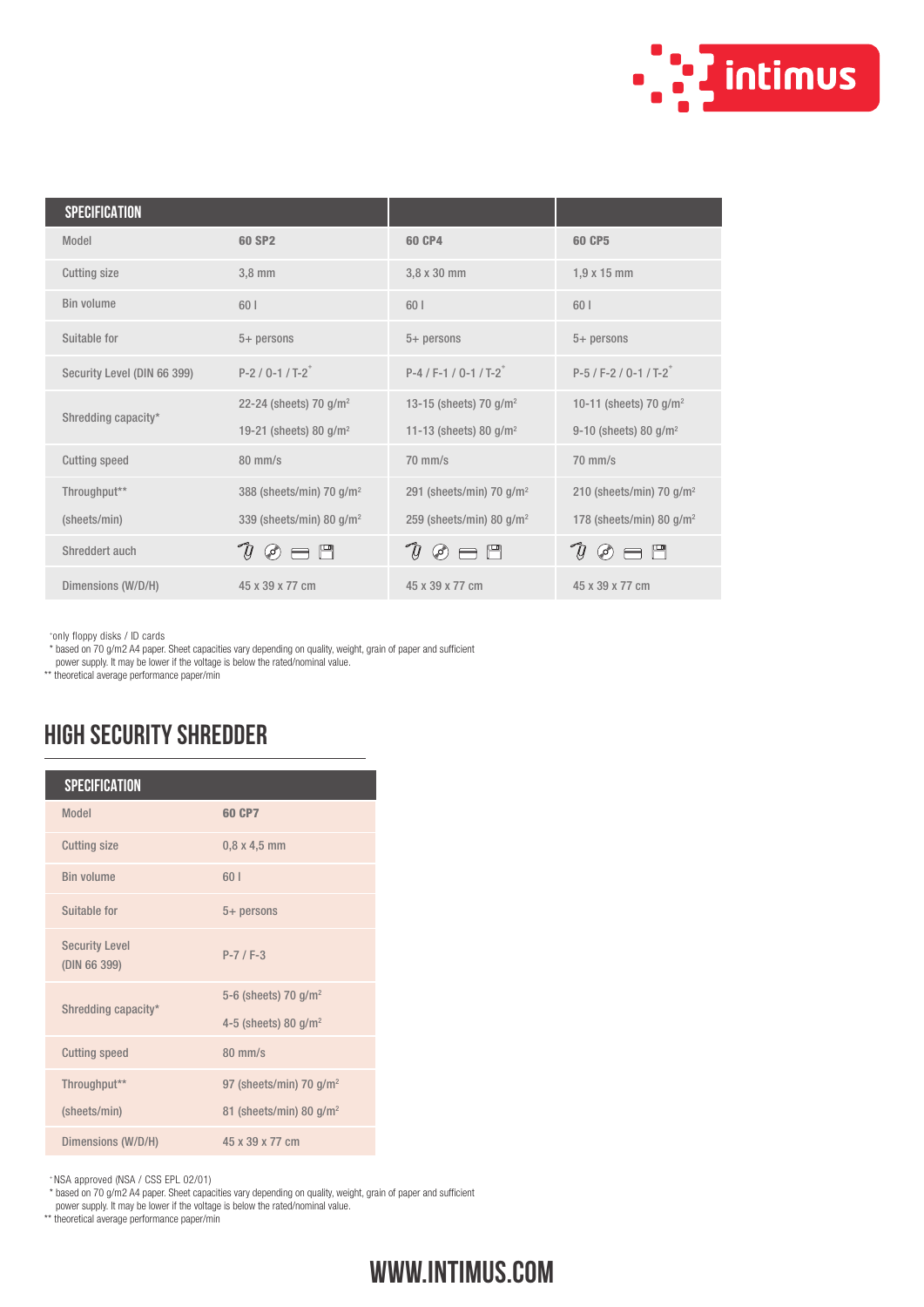| SPECIFICATION | | | |
|---|---|---|---|
| Model | **60 SP2** | **60 CP4** | **60 CP5** |
| Cutting size | 3,8 mm | 3,8 x 30 mm | 1,9 x 15 mm |
| Bin volume | 60 l | 60 l | 60 l |
| Suitable for | 5+ persons | 5+ persons | 5+ persons |
| Security Level (DIN 66 399) | P-2 / 0-1 / T-2* | P-4 / F-1 / 0-1 / T-2* | P-5 / F-2 / 0-1 / T-2* |
| Shredding capacity* | 22-24 (sheets) 70 g/m² <br> 19-21 (sheets) 80 g/m² | 13-15 (sheets) 70 g/m² <br> 11-13 (sheets) 80 g/m² | 10-11 (sheets) 70 g/m² <br> 9-10 (sheets) 80 g/m² |
| Cutting speed | 80 mm/s | 70 mm/s | 70 mm/s |
| Throughput** (sheets/min) | 388 (sheets/min) 70 g/m² <br> 339 (sheets/min) 80 g/m² | 291 (sheets/min) 70 g/m² <br> 259 (sheets/min) 80 g/m² | 210 (sheets/min) 70 g/m² <br> 178 (sheets/min) 80 g/m² |
| Shreddert auch | | | |
| Dimensions (W/D/H) | 45 x 39 x 77 cm | 45 x 39 x 77 cm | 45 x 39 x 77 cm |

*only floppy disks / ID cards
* based on 70 g/m2 A4 paper. Sheet capacities vary depending on quality, weight, grain of paper and sufficient power supply. It may be lower if the voltage is below the rated/nominal value.
** theoretical average performance paper/min

## HIGH SECURITY SHREDDER

| SPECIFICATION | |
|---|---|
| Model | **60 CP7** |
| Cutting size | 0,8 x 4,5 mm |
| Bin volume | 60 l |
| Suitable for | 5+ persons |
| Security Level (DIN 66 399) | P-7 / F-3 |
| Shredding capacity* | 5-6 (sheets) 70 g/m² <br> 4-5 (sheets) 80 g/m² |
| Cutting speed | 80 mm/s |
| Throughput** (sheets/min) | 97 (sheets/min) 70 g/m² <br> 81 (sheets/min) 80 g/m² |
| Dimensions (W/D/H) | 45 x 39 x 77 cm |

*NSA approved (NSA / CSS EPL 02/01)
* based on 70 g/m2 A4 paper. Sheet capacities vary depending on quality, weight, grain of paper and sufficient power supply. It may be lower if the voltage is below the rated/nominal value.
** theoretical average performance paper/min

**WWW.INTIMUS.COM**